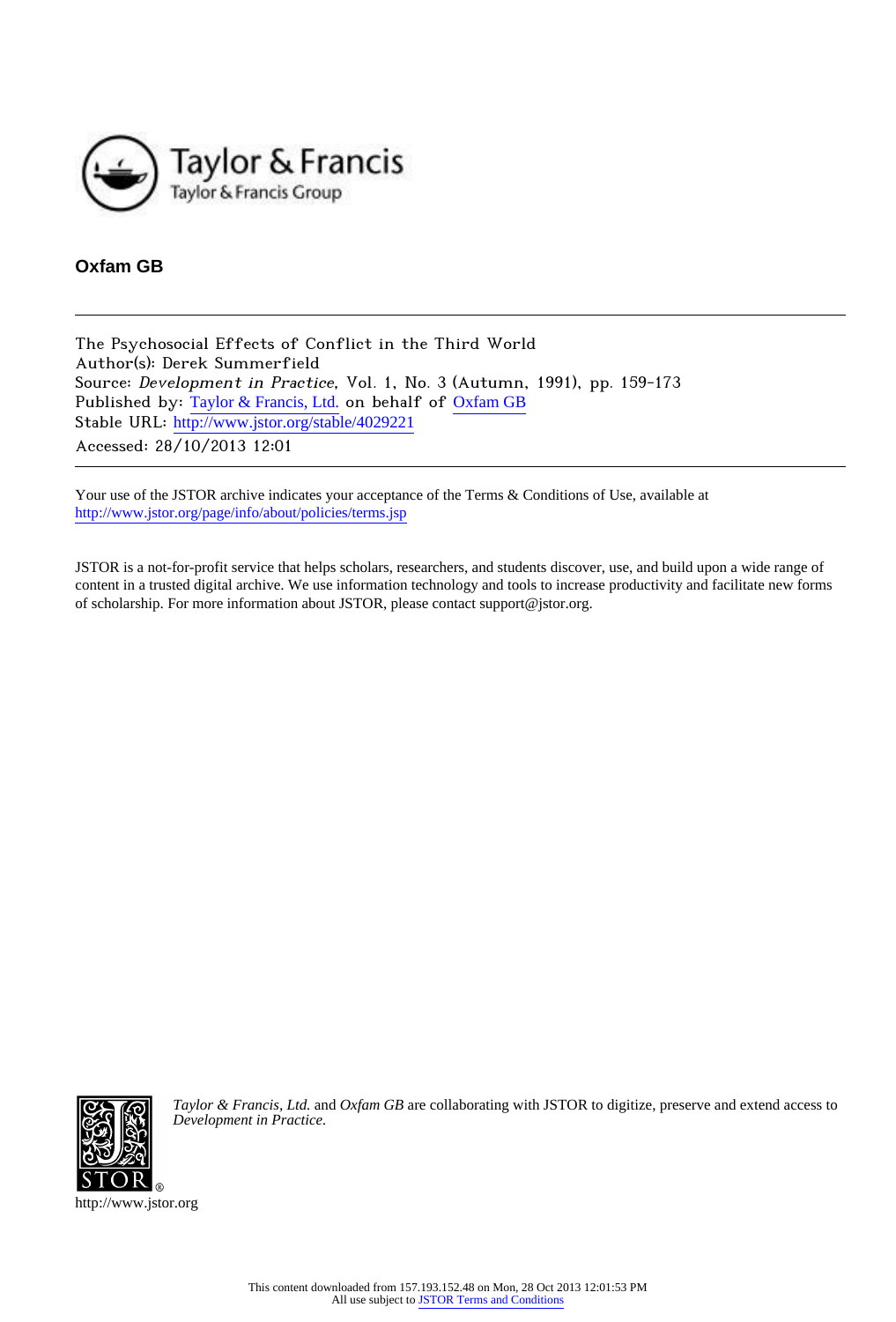Taylor & Francis
Taylor & Francis Group

**Oxfam GB**

---

The Psychosocial Effects of Conflict in the Third World
Author(s): Derek Summerfield
Source: *Development in Practice*, Vol. 1, No. 3 (Autumn, 1991), pp. 159-173
Published by: Taylor & Francis, Ltd. on behalf of Oxfam GB
Stable URL: http://www.jstor.org/stable/4029221
Accessed: 28/10/2013 12:01

---

Your use of the JSTOR archive indicates your acceptance of the Terms & Conditions of Use, available at
http://www.jstor.org/page/info/about/policies/terms.jsp

JSTOR is a not-for-profit service that helps scholars, researchers, and students discover, use, and build upon a wide range of content in a trusted digital archive. We use information technology and tools to increase productivity and facilitate new forms of scholarship. For more information about JSTOR, please contact support@jstor.org.

*Taylor & Francis, Ltd.* and *Oxfam GB* are collaborating with JSTOR to digitize, preserve and extend access to *Development in Practice.*

http://www.jstor.org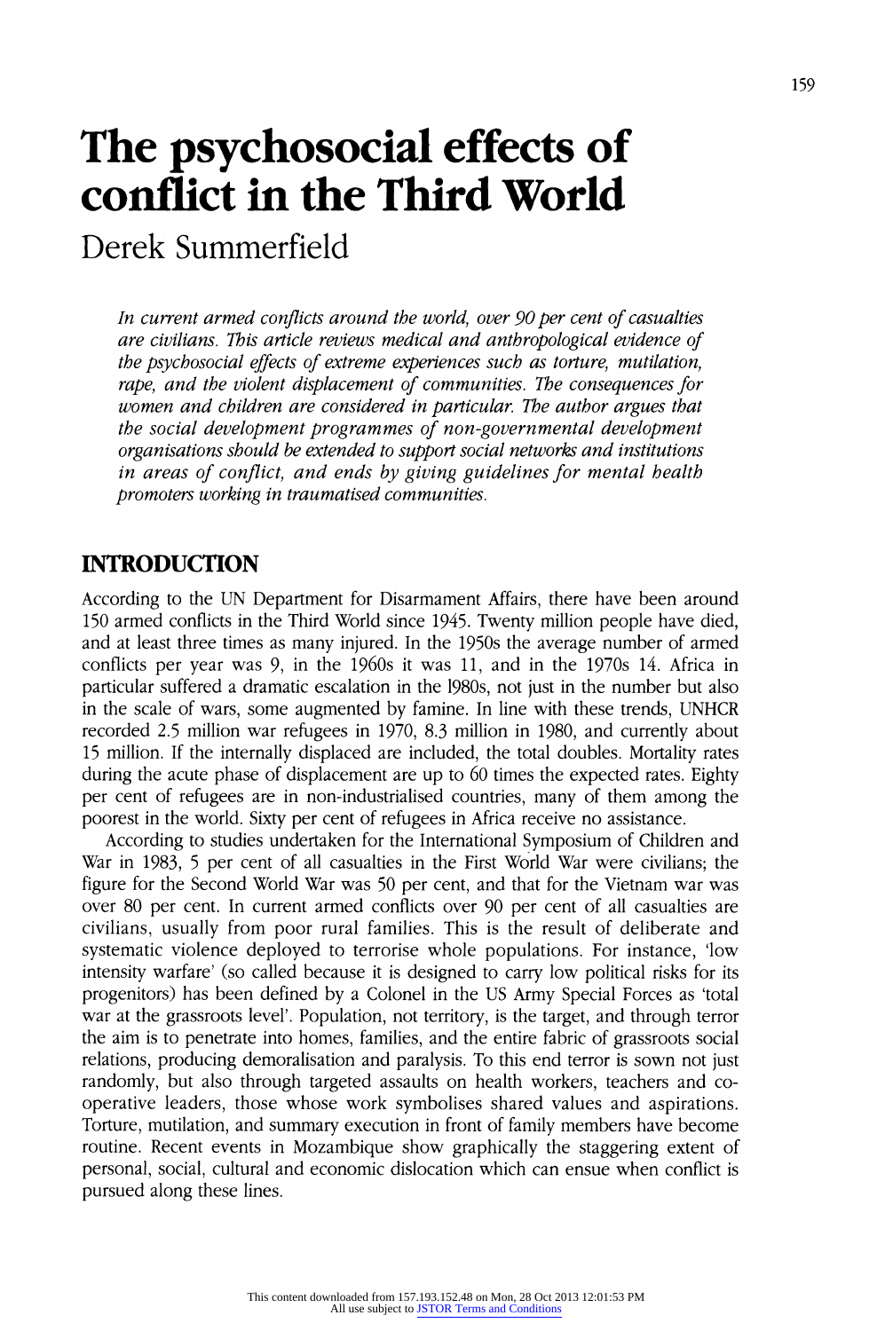# The psychosocial effects of conflict in the Third World

Derek Summerfield

*In current armed conflicts around the world, over 90 per cent of casualties are civilians. This article reviews medical and anthropological evidence of the psychosocial effects of extreme experiences such as torture, mutilation, rape, and the violent displacement of communities. The consequences for women and children are considered in particular. The author argues that the social development programmes of non-governmental development organisations should be extended to support social networks and institutions in areas of conflict, and ends by giving guidelines for mental health promoters working in traumatised communities.*

## INTRODUCTION

According to the UN Department for Disarmament Affairs, there have been around 150 armed conflicts in the Third World since 1945. Twenty million people have died, and at least three times as many injured. In the 1950s the average number of armed conflicts per year was 9, in the 1960s it was 11, and in the 1970s 14. Africa in particular suffered a dramatic escalation in the 1980s, not just in the number but also in the scale of wars, some augmented by famine. In line with these trends, UNHCR recorded 2.5 million war refugees in 1970, 8.3 million in 1980, and currently about 15 million. If the internally displaced are included, the total doubles. Mortality rates during the acute phase of displacement are up to 60 times the expected rates. Eighty per cent of refugees are in non-industrialised countries, many of them among the poorest in the world. Sixty per cent of refugees in Africa receive no assistance.

According to studies undertaken for the International Symposium of Children and War in 1983, 5 per cent of all casualties in the First World War were civilians; the figure for the Second World War was 50 per cent, and that for the Vietnam war was over 80 per cent. In current armed conflicts over 90 per cent of all casualties are civilians, usually from poor rural families. This is the result of deliberate and systematic violence deployed to terrorise whole populations. For instance, 'low intensity warfare' (so called because it is designed to carry low political risks for its progenitors) has been defined by a Colonel in the US Army Special Forces as 'total war at the grassroots level'. Population, not territory, is the target, and through terror the aim is to penetrate into homes, families, and the entire fabric of grassroots social relations, producing demoralisation and paralysis. To this end terror is sown not just randomly, but also through targeted assaults on health workers, teachers and co-operative leaders, those whose work symbolises shared values and aspirations. Torture, mutilation, and summary execution in front of family members have become routine. Recent events in Mozambique show graphically the staggering extent of personal, social, cultural and economic dislocation which can ensue when conflict is pursued along these lines.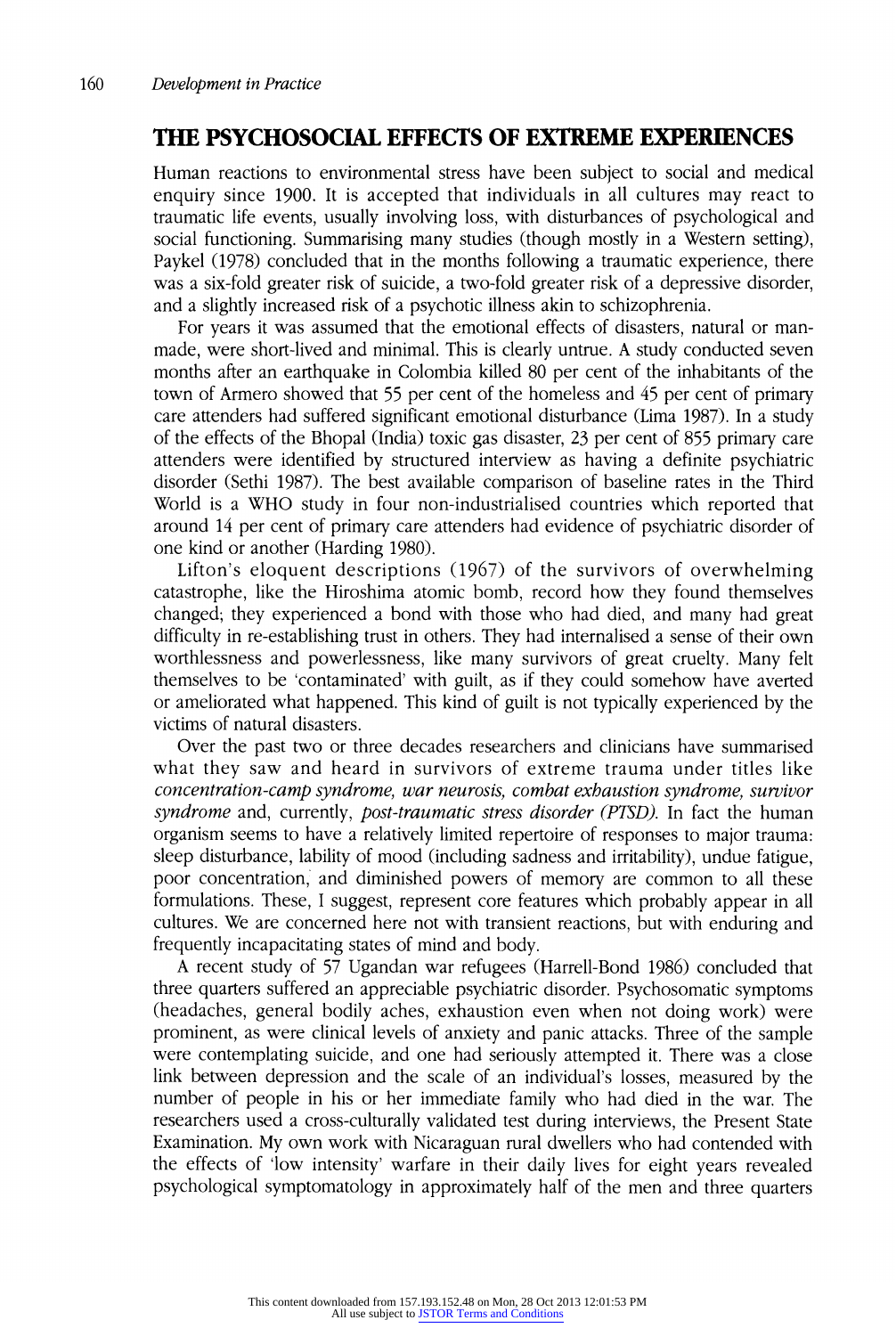## THE PSYCHOSOCIAL EFFECTS OF EXTREME EXPERIENCES

Human reactions to environmental stress have been subject to social and medical enquiry since 1900. It is accepted that individuals in all cultures may react to traumatic life events, usually involving loss, with disturbances of psychological and social functioning. Summarising many studies (though mostly in a Western setting), Paykel (1978) concluded that in the months following a traumatic experience, there was a six-fold greater risk of suicide, a two-fold greater risk of a depressive disorder, and a slightly increased risk of a psychotic illness akin to schizophrenia.

For years it was assumed that the emotional effects of disasters, natural or man-made, were short-lived and minimal. This is clearly untrue. A study conducted seven months after an earthquake in Colombia killed 80 per cent of the inhabitants of the town of Armero showed that 55 per cent of the homeless and 45 per cent of primary care attenders had suffered significant emotional disturbance (Lima 1987). In a study of the effects of the Bhopal (India) toxic gas disaster, 23 per cent of 855 primary care attenders were identified by structured interview as having a definite psychiatric disorder (Sethi 1987). The best available comparison of baseline rates in the Third World is a WHO study in four non-industrialised countries which reported that around 14 per cent of primary care attenders had evidence of psychiatric disorder of one kind or another (Harding 1980).

Lifton's eloquent descriptions (1967) of the survivors of overwhelming catastrophe, like the Hiroshima atomic bomb, record how they found themselves changed; they experienced a bond with those who had died, and many had great difficulty in re-establishing trust in others. They had internalised a sense of their own worthlessness and powerlessness, like many survivors of great cruelty. Many felt themselves to be 'contaminated' with guilt, as if they could somehow have averted or ameliorated what happened. This kind of guilt is not typically experienced by the victims of natural disasters.

Over the past two or three decades researchers and clinicians have summarised what they saw and heard in survivors of extreme trauma under titles like *concentration-camp syndrome, war neurosis, combat exhaustion syndrome, survivor syndrome* and, currently, *post-traumatic stress disorder (PTSD).* In fact the human organism seems to have a relatively limited repertoire of responses to major trauma: sleep disturbance, lability of mood (including sadness and irritability), undue fatigue, poor concentration, and diminished powers of memory are common to all these formulations. These, I suggest, represent core features which probably appear in all cultures. We are concerned here not with transient reactions, but with enduring and frequently incapacitating states of mind and body.

A recent study of 57 Ugandan war refugees (Harrell-Bond 1986) concluded that three quarters suffered an appreciable psychiatric disorder. Psychosomatic symptoms (headaches, general bodily aches, exhaustion even when not doing work) were prominent, as were clinical levels of anxiety and panic attacks. Three of the sample were contemplating suicide, and one had seriously attempted it. There was a close link between depression and the scale of an individual's losses, measured by the number of people in his or her immediate family who had died in the war. The researchers used a cross-culturally validated test during interviews, the Present State Examination. My own work with Nicaraguan rural dwellers who had contended with the effects of 'low intensity' warfare in their daily lives for eight years revealed psychological symptomatology in approximately half of the men and three quarters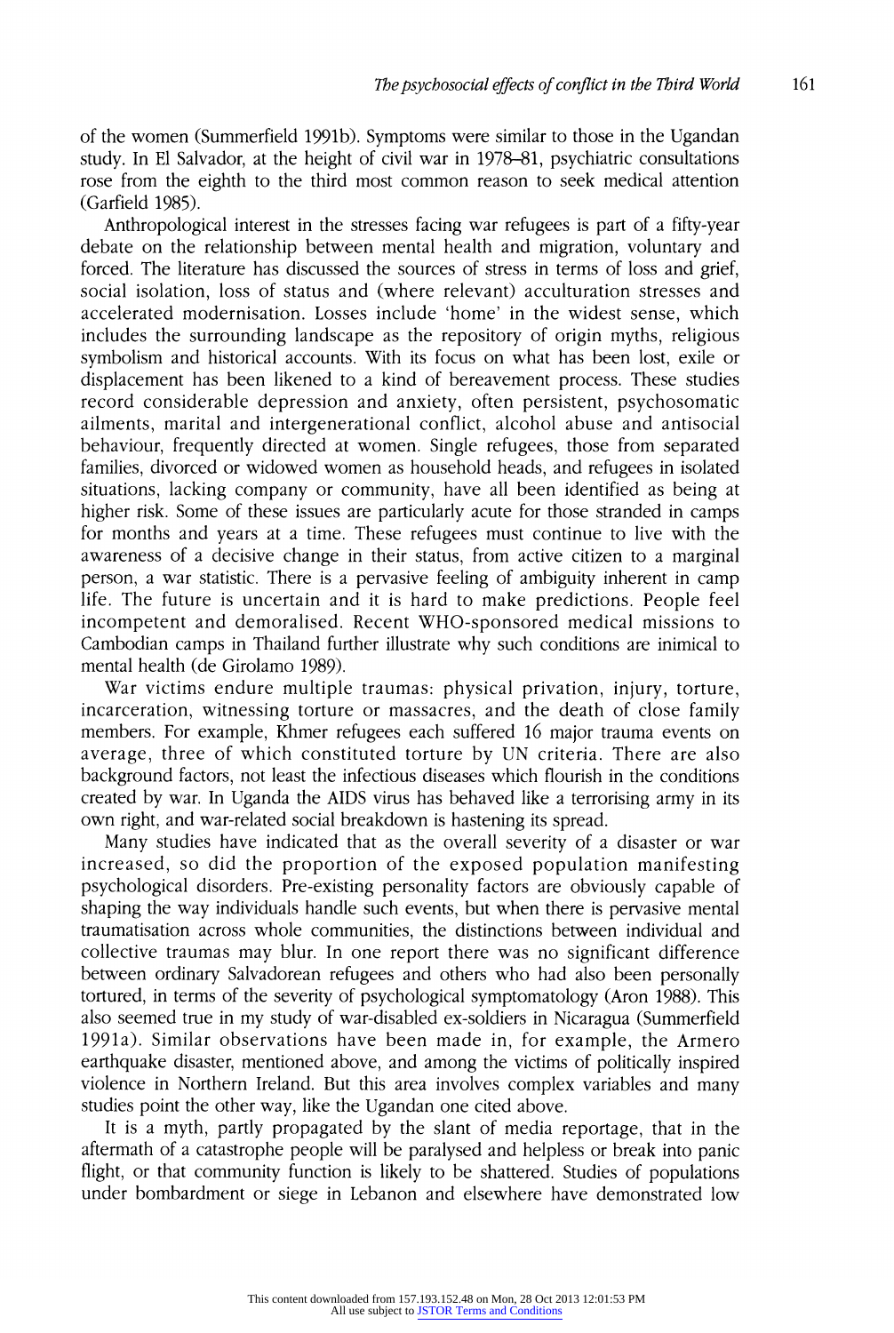of the women (Summerfield 1991b). Symptoms were similar to those in the Ugandan study. In El Salvador, at the height of civil war in 1978–81, psychiatric consultations rose from the eighth to the third most common reason to seek medical attention (Garfield 1985).

Anthropological interest in the stresses facing war refugees is part of a fifty-year debate on the relationship between mental health and migration, voluntary and forced. The literature has discussed the sources of stress in terms of loss and grief, social isolation, loss of status and (where relevant) acculturation stresses and accelerated modernisation. Losses include 'home' in the widest sense, which includes the surrounding landscape as the repository of origin myths, religious symbolism and historical accounts. With its focus on what has been lost, exile or displacement has been likened to a kind of bereavement process. These studies record considerable depression and anxiety, often persistent, psychosomatic ailments, marital and intergenerational conflict, alcohol abuse and antisocial behaviour, frequently directed at women. Single refugees, those from separated families, divorced or widowed women as household heads, and refugees in isolated situations, lacking company or community, have all been identified as being at higher risk. Some of these issues are particularly acute for those stranded in camps for months and years at a time. These refugees must continue to live with the awareness of a decisive change in their status, from active citizen to a marginal person, a war statistic. There is a pervasive feeling of ambiguity inherent in camp life. The future is uncertain and it is hard to make predictions. People feel incompetent and demoralised. Recent WHO-sponsored medical missions to Cambodian camps in Thailand further illustrate why such conditions are inimical to mental health (de Girolamo 1989).

War victims endure multiple traumas: physical privation, injury, torture, incarceration, witnessing torture or massacres, and the death of close family members. For example, Khmer refugees each suffered 16 major trauma events on average, three of which constituted torture by UN criteria. There are also background factors, not least the infectious diseases which flourish in the conditions created by war. In Uganda the AIDS virus has behaved like a terrorising army in its own right, and war-related social breakdown is hastening its spread.

Many studies have indicated that as the overall severity of a disaster or war increased, so did the proportion of the exposed population manifesting psychological disorders. Pre-existing personality factors are obviously capable of shaping the way individuals handle such events, but when there is pervasive mental traumatisation across whole communities, the distinctions between individual and collective traumas may blur. In one report there was no significant difference between ordinary Salvadorean refugees and others who had also been personally tortured, in terms of the severity of psychological symptomatology (Aron 1988). This also seemed true in my study of war-disabled ex-soldiers in Nicaragua (Summerfield 1991a). Similar observations have been made in, for example, the Armero earthquake disaster, mentioned above, and among the victims of politically inspired violence in Northern Ireland. But this area involves complex variables and many studies point the other way, like the Ugandan one cited above.

It is a myth, partly propagated by the slant of media reportage, that in the aftermath of a catastrophe people will be paralysed and helpless or break into panic flight, or that community function is likely to be shattered. Studies of populations under bombardment or siege in Lebanon and elsewhere have demonstrated low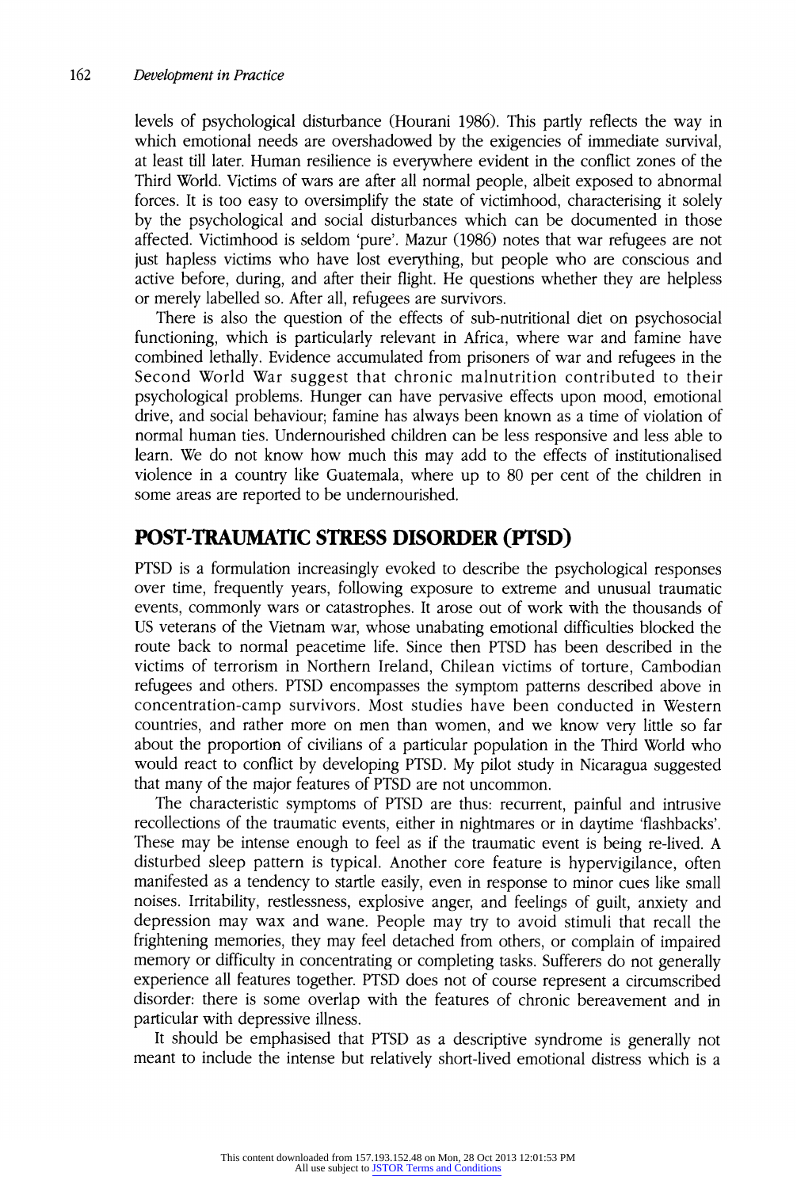levels of psychological disturbance (Hourani 1986). This partly reflects the way in which emotional needs are overshadowed by the exigencies of immediate survival, at least till later. Human resilience is everywhere evident in the conflict zones of the Third World. Victims of wars are after all normal people, albeit exposed to abnormal forces. It is too easy to oversimplify the state of victimhood, characterising it solely by the psychological and social disturbances which can be documented in those affected. Victimhood is seldom 'pure'. Mazur (1986) notes that war refugees are not just hapless victims who have lost everything, but people who are conscious and active before, during, and after their flight. He questions whether they are helpless or merely labelled so. After all, refugees are survivors.

There is also the question of the effects of sub-nutritional diet on psychosocial functioning, which is particularly relevant in Africa, where war and famine have combined lethally. Evidence accumulated from prisoners of war and refugees in the Second World War suggest that chronic malnutrition contributed to their psychological problems. Hunger can have pervasive effects upon mood, emotional drive, and social behaviour; famine has always been known as a time of violation of normal human ties. Undernourished children can be less responsive and less able to learn. We do not know how much this may add to the effects of institutionalised violence in a country like Guatemala, where up to 80 per cent of the children in some areas are reported to be undernourished.

## POST-TRAUMATIC STRESS DISORDER (PTSD)

PTSD is a formulation increasingly evoked to describe the psychological responses over time, frequently years, following exposure to extreme and unusual traumatic events, commonly wars or catastrophes. It arose out of work with the thousands of US veterans of the Vietnam war, whose unabating emotional difficulties blocked the route back to normal peacetime life. Since then PTSD has been described in the victims of terrorism in Northern Ireland, Chilean victims of torture, Cambodian refugees and others. PTSD encompasses the symptom patterns described above in concentration-camp survivors. Most studies have been conducted in Western countries, and rather more on men than women, and we know very little so far about the proportion of civilians of a particular population in the Third World who would react to conflict by developing PTSD. My pilot study in Nicaragua suggested that many of the major features of PTSD are not uncommon.

The characteristic symptoms of PTSD are thus: recurrent, painful and intrusive recollections of the traumatic events, either in nightmares or in daytime 'flashbacks'. These may be intense enough to feel as if the traumatic event is being re-lived. A disturbed sleep pattern is typical. Another core feature is hypervigilance, often manifested as a tendency to startle easily, even in response to minor cues like small noises. Irritability, restlessness, explosive anger, and feelings of guilt, anxiety and depression may wax and wane. People may try to avoid stimuli that recall the frightening memories, they may feel detached from others, or complain of impaired memory or difficulty in concentrating or completing tasks. Sufferers do not generally experience all features together. PTSD does not of course represent a circumscribed disorder: there is some overlap with the features of chronic bereavement and in particular with depressive illness.

It should be emphasised that PTSD as a descriptive syndrome is generally not meant to include the intense but relatively short-lived emotional distress which is a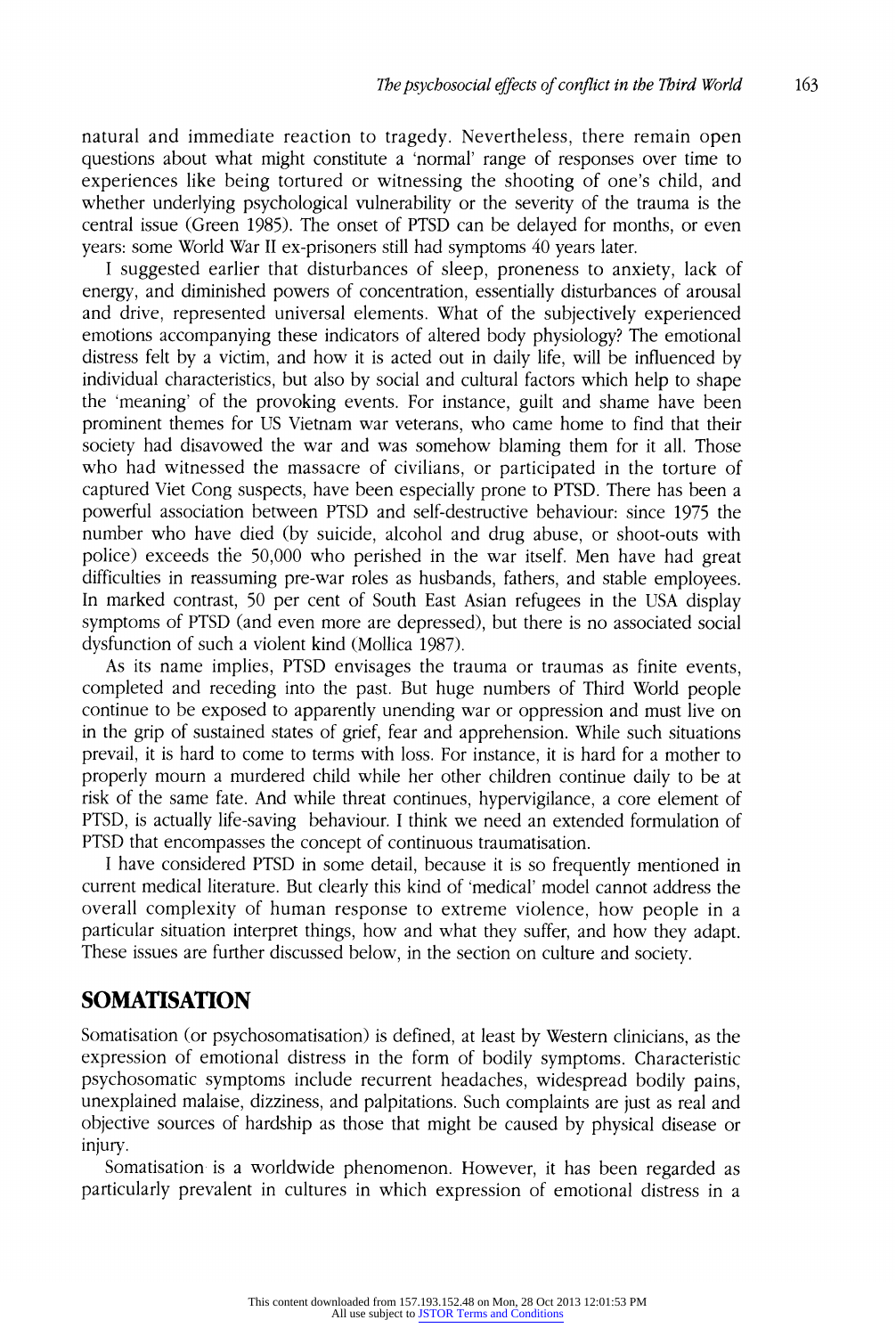natural and immediate reaction to tragedy. Nevertheless, there remain open questions about what might constitute a 'normal' range of responses over time to experiences like being tortured or witnessing the shooting of one's child, and whether underlying psychological vulnerability or the severity of the trauma is the central issue (Green 1985). The onset of PTSD can be delayed for months, or even years: some World War II ex-prisoners still had symptoms 40 years later.

I suggested earlier that disturbances of sleep, proneness to anxiety, lack of energy, and diminished powers of concentration, essentially disturbances of arousal and drive, represented universal elements. What of the subjectively experienced emotions accompanying these indicators of altered body physiology? The emotional distress felt by a victim, and how it is acted out in daily life, will be influenced by individual characteristics, but also by social and cultural factors which help to shape the 'meaning' of the provoking events. For instance, guilt and shame have been prominent themes for US Vietnam war veterans, who came home to find that their society had disavowed the war and was somehow blaming them for it all. Those who had witnessed the massacre of civilians, or participated in the torture of captured Viet Cong suspects, have been especially prone to PTSD. There has been a powerful association between PTSD and self-destructive behaviour: since 1975 the number who have died (by suicide, alcohol and drug abuse, or shoot-outs with police) exceeds the 50,000 who perished in the war itself. Men have had great difficulties in reassuming pre-war roles as husbands, fathers, and stable employees. In marked contrast, 50 per cent of South East Asian refugees in the USA display symptoms of PTSD (and even more are depressed), but there is no associated social dysfunction of such a violent kind (Mollica 1987).

As its name implies, PTSD envisages the trauma or traumas as finite events, completed and receding into the past. But huge numbers of Third World people continue to be exposed to apparently unending war or oppression and must live on in the grip of sustained states of grief, fear and apprehension. While such situations prevail, it is hard to come to terms with loss. For instance, it is hard for a mother to properly mourn a murdered child while her other children continue daily to be at risk of the same fate. And while threat continues, hypervigilance, a core element of PTSD, is actually life-saving behaviour. I think we need an extended formulation of PTSD that encompasses the concept of continuous traumatisation.

I have considered PTSD in some detail, because it is so frequently mentioned in current medical literature. But clearly this kind of 'medical' model cannot address the overall complexity of human response to extreme violence, how people in a particular situation interpret things, how and what they suffer, and how they adapt. These issues are further discussed below, in the section on culture and society.

## SOMATISATION

Somatisation (or psychosomatisation) is defined, at least by Western clinicians, as the expression of emotional distress in the form of bodily symptoms. Characteristic psychosomatic symptoms include recurrent headaches, widespread bodily pains, unexplained malaise, dizziness, and palpitations. Such complaints are just as real and objective sources of hardship as those that might be caused by physical disease or injury.

Somatisation is a worldwide phenomenon. However, it has been regarded as particularly prevalent in cultures in which expression of emotional distress in a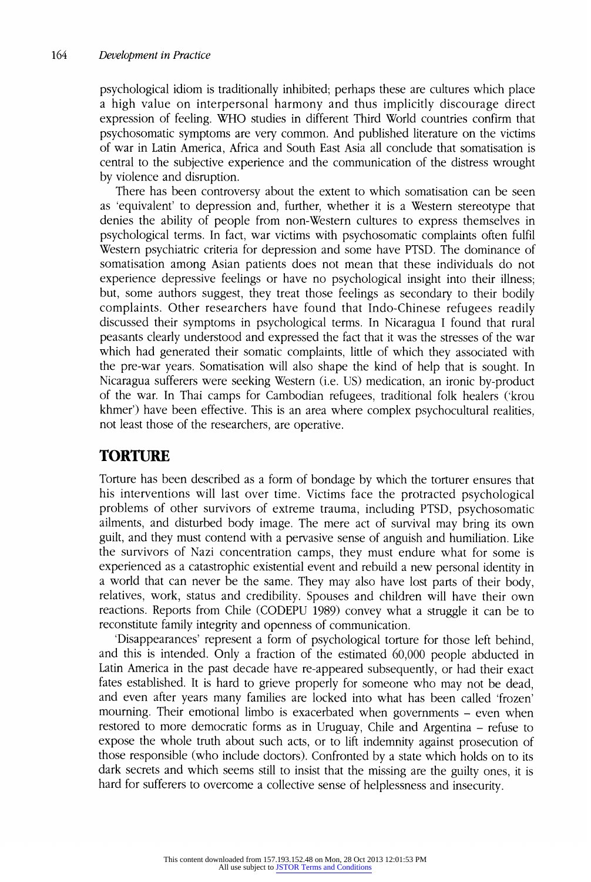psychological idiom is traditionally inhibited; perhaps these are cultures which place a high value on interpersonal harmony and thus implicitly discourage direct expression of feeling. WHO studies in different Third World countries confirm that psychosomatic symptoms are very common. And published literature on the victims of war in Latin America, Africa and South East Asia all conclude that somatisation is central to the subjective experience and the communication of the distress wrought by violence and disruption.

There has been controversy about the extent to which somatisation can be seen as 'equivalent' to depression and, further, whether it is a Western stereotype that denies the ability of people from non-Western cultures to express themselves in psychological terms. In fact, war victims with psychosomatic complaints often fulfil Western psychiatric criteria for depression and some have PTSD. The dominance of somatisation among Asian patients does not mean that these individuals do not experience depressive feelings or have no psychological insight into their illness; but, some authors suggest, they treat those feelings as secondary to their bodily complaints. Other researchers have found that Indo-Chinese refugees readily discussed their symptoms in psychological terms. In Nicaragua I found that rural peasants clearly understood and expressed the fact that it was the stresses of the war which had generated their somatic complaints, little of which they associated with the pre-war years. Somatisation will also shape the kind of help that is sought. In Nicaragua sufferers were seeking Western (i.e. US) medication, an ironic by-product of the war. In Thai camps for Cambodian refugees, traditional folk healers ('krou khmer') have been effective. This is an area where complex psychocultural realities, not least those of the researchers, are operative.

## TORTURE

Torture has been described as a form of bondage by which the torturer ensures that his interventions will last over time. Victims face the protracted psychological problems of other survivors of extreme trauma, including PTSD, psychosomatic ailments, and disturbed body image. The mere act of survival may bring its own guilt, and they must contend with a pervasive sense of anguish and humiliation. Like the survivors of Nazi concentration camps, they must endure what for some is experienced as a catastrophic existential event and rebuild a new personal identity in a world that can never be the same. They may also have lost parts of their body, relatives, work, status and credibility. Spouses and children will have their own reactions. Reports from Chile (CODEPU 1989) convey what a struggle it can be to reconstitute family integrity and openness of communication.

'Disappearances' represent a form of psychological torture for those left behind, and this is intended. Only a fraction of the estimated 60,000 people abducted in Latin America in the past decade have re-appeared subsequently, or had their exact fates established. It is hard to grieve properly for someone who may not be dead, and even after years many families are locked into what has been called 'frozen' mourning. Their emotional limbo is exacerbated when governments – even when restored to more democratic forms as in Uruguay, Chile and Argentina – refuse to expose the whole truth about such acts, or to lift indemnity against prosecution of those responsible (who include doctors). Confronted by a state which holds on to its dark secrets and which seems still to insist that the missing are the guilty ones, it is hard for sufferers to overcome a collective sense of helplessness and insecurity.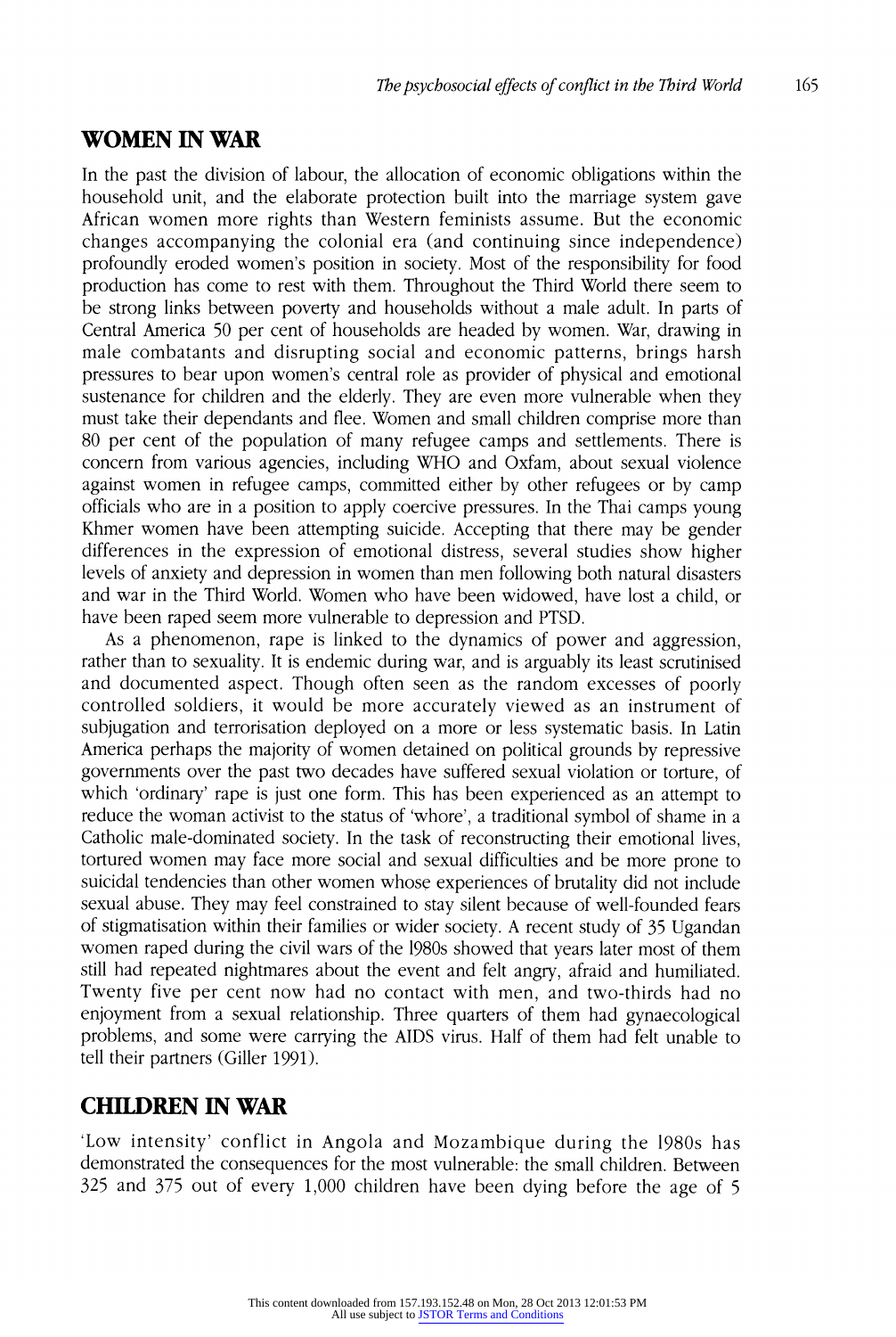## WOMEN IN WAR

In the past the division of labour, the allocation of economic obligations within the household unit, and the elaborate protection built into the marriage system gave African women more rights than Western feminists assume. But the economic changes accompanying the colonial era (and continuing since independence) profoundly eroded women's position in society. Most of the responsibility for food production has come to rest with them. Throughout the Third World there seem to be strong links between poverty and households without a male adult. In parts of Central America 50 per cent of households are headed by women. War, drawing in male combatants and disrupting social and economic patterns, brings harsh pressures to bear upon women's central role as provider of physical and emotional sustenance for children and the elderly. They are even more vulnerable when they must take their dependants and flee. Women and small children comprise more than 80 per cent of the population of many refugee camps and settlements. There is concern from various agencies, including WHO and Oxfam, about sexual violence against women in refugee camps, committed either by other refugees or by camp officials who are in a position to apply coercive pressures. In the Thai camps young Khmer women have been attempting suicide. Accepting that there may be gender differences in the expression of emotional distress, several studies show higher levels of anxiety and depression in women than men following both natural disasters and war in the Third World. Women who have been widowed, have lost a child, or have been raped seem more vulnerable to depression and PTSD.

As a phenomenon, rape is linked to the dynamics of power and aggression, rather than to sexuality. It is endemic during war, and is arguably its least scrutinised and documented aspect. Though often seen as the random excesses of poorly controlled soldiers, it would be more accurately viewed as an instrument of subjugation and terrorisation deployed on a more or less systematic basis. In Latin America perhaps the majority of women detained on political grounds by repressive governments over the past two decades have suffered sexual violation or torture, of which 'ordinary' rape is just one form. This has been experienced as an attempt to reduce the woman activist to the status of 'whore', a traditional symbol of shame in a Catholic male-dominated society. In the task of reconstructing their emotional lives, tortured women may face more social and sexual difficulties and be more prone to suicidal tendencies than other women whose experiences of brutality did not include sexual abuse. They may feel constrained to stay silent because of well-founded fears of stigmatisation within their families or wider society. A recent study of 35 Ugandan women raped during the civil wars of the 1980s showed that years later most of them still had repeated nightmares about the event and felt angry, afraid and humiliated. Twenty five per cent now had no contact with men, and two-thirds had no enjoyment from a sexual relationship. Three quarters of them had gynaecological problems, and some were carrying the AIDS virus. Half of them had felt unable to tell their partners (Giller 1991).

## CHILDREN IN WAR

'Low intensity' conflict in Angola and Mozambique during the 1980s has demonstrated the consequences for the most vulnerable: the small children. Between 325 and 375 out of every 1,000 children have been dying before the age of 5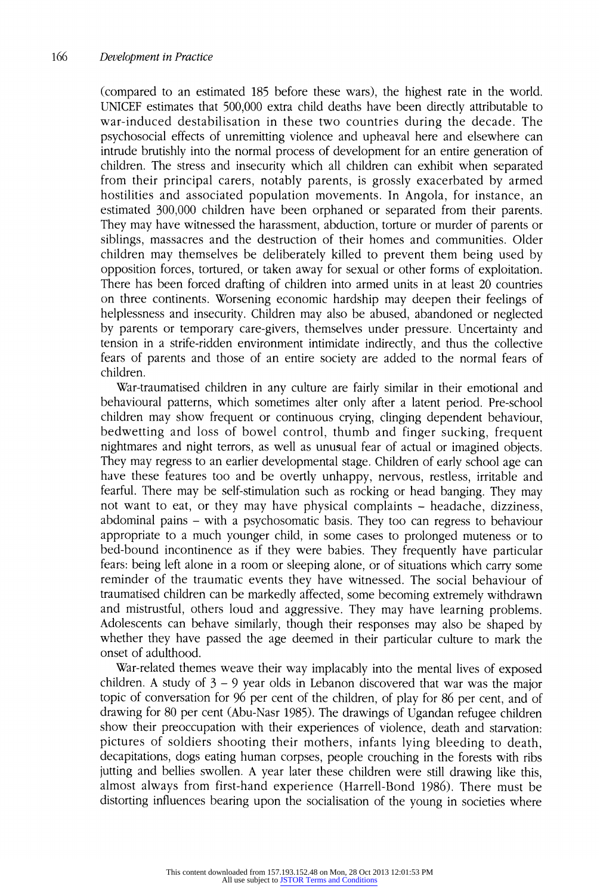(compared to an estimated 185 before these wars), the highest rate in the world. UNICEF estimates that 500,000 extra child deaths have been directly attributable to war-induced destabilisation in these two countries during the decade. The psychosocial effects of unremitting violence and upheaval here and elsewhere can intrude brutishly into the normal process of development for an entire generation of children. The stress and insecurity which all children can exhibit when separated from their principal carers, notably parents, is grossly exacerbated by armed hostilities and associated population movements. In Angola, for instance, an estimated 300,000 children have been orphaned or separated from their parents. They may have witnessed the harassment, abduction, torture or murder of parents or siblings, massacres and the destruction of their homes and communities. Older children may themselves be deliberately killed to prevent them being used by opposition forces, tortured, or taken away for sexual or other forms of exploitation. There has been forced drafting of children into armed units in at least 20 countries on three continents. Worsening economic hardship may deepen their feelings of helplessness and insecurity. Children may also be abused, abandoned or neglected by parents or temporary care-givers, themselves under pressure. Uncertainty and tension in a strife-ridden environment intimidate indirectly, and thus the collective fears of parents and those of an entire society are added to the normal fears of children.

War-traumatised children in any culture are fairly similar in their emotional and behavioural patterns, which sometimes alter only after a latent period. Pre-school children may show frequent or continuous crying, clinging dependent behaviour, bedwetting and loss of bowel control, thumb and finger sucking, frequent nightmares and night terrors, as well as unusual fear of actual or imagined objects. They may regress to an earlier developmental stage. Children of early school age can have these features too and be overtly unhappy, nervous, restless, irritable and fearful. There may be self-stimulation such as rocking or head banging. They may not want to eat, or they may have physical complaints – headache, dizziness, abdominal pains – with a psychosomatic basis. They too can regress to behaviour appropriate to a much younger child, in some cases to prolonged muteness or to bed-bound incontinence as if they were babies. They frequently have particular fears: being left alone in a room or sleeping alone, or of situations which carry some reminder of the traumatic events they have witnessed. The social behaviour of traumatised children can be markedly affected, some becoming extremely withdrawn and mistrustful, others loud and aggressive. They may have learning problems. Adolescents can behave similarly, though their responses may also be shaped by whether they have passed the age deemed in their particular culture to mark the onset of adulthood.

War-related themes weave their way implacably into the mental lives of exposed children. A study of 3 – 9 year olds in Lebanon discovered that war was the major topic of conversation for 96 per cent of the children, of play for 86 per cent, and of drawing for 80 per cent (Abu-Nasr 1985). The drawings of Ugandan refugee children show their preoccupation with their experiences of violence, death and starvation: pictures of soldiers shooting their mothers, infants lying bleeding to death, decapitations, dogs eating human corpses, people crouching in the forests with ribs jutting and bellies swollen. A year later these children were still drawing like this, almost always from first-hand experience (Harrell-Bond 1986). There must be distorting influences bearing upon the socialisation of the young in societies where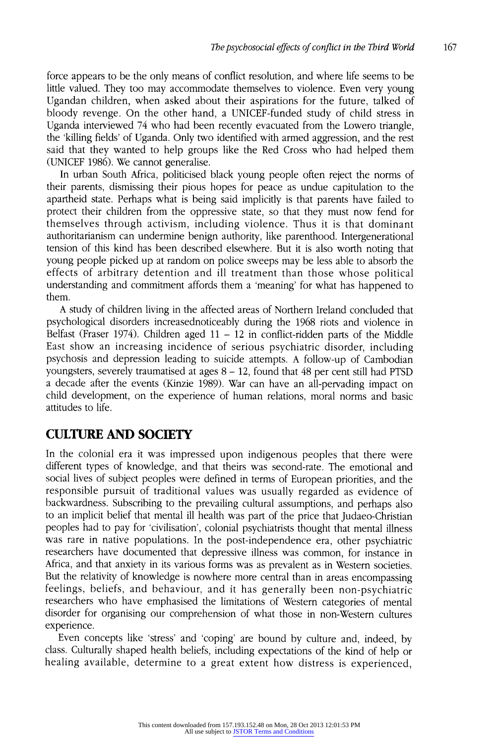force appears to be the only means of conflict resolution, and where life seems to be little valued. They too may accommodate themselves to violence. Even very young Ugandan children, when asked about their aspirations for the future, talked of bloody revenge. On the other hand, a UNICEF-funded study of child stress in Uganda interviewed 74 who had been recently evacuated from the Lowero triangle, the 'killing fields' of Uganda. Only two identified with armed aggression, and the rest said that they wanted to help groups like the Red Cross who had helped them (UNICEF 1986). We cannot generalise.

In urban South Africa, politicised black young people often reject the norms of their parents, dismissing their pious hopes for peace as undue capitulation to the apartheid state. Perhaps what is being said implicitly is that parents have failed to protect their children from the oppressive state, so that they must now fend for themselves through activism, including violence. Thus it is that dominant authoritarianism can undermine benign authority, like parenthood. Intergenerational tension of this kind has been described elsewhere. But it is also worth noting that young people picked up at random on police sweeps may be less able to absorb the effects of arbitrary detention and ill treatment than those whose political understanding and commitment affords them a 'meaning' for what has happened to them.

A study of children living in the affected areas of Northern Ireland concluded that psychological disorders increasednoticeably during the 1968 riots and violence in Belfast (Fraser 1974). Children aged 11 – 12 in conflict-ridden parts of the Middle East show an increasing incidence of serious psychiatric disorder, including psychosis and depression leading to suicide attempts. A follow-up of Cambodian youngsters, severely traumatised at ages 8 – 12, found that 48 per cent still had PTSD a decade after the events (Kinzie 1989). War can have an all-pervading impact on child development, on the experience of human relations, moral norms and basic attitudes to life.

## CULTURE AND SOCIETY

In the colonial era it was impressed upon indigenous peoples that there were different types of knowledge, and that theirs was second-rate. The emotional and social lives of subject peoples were defined in terms of European priorities, and the responsible pursuit of traditional values was usually regarded as evidence of backwardness. Subscribing to the prevailing cultural assumptions, and perhaps also to an implicit belief that mental ill health was part of the price that Judaeo-Christian peoples had to pay for 'civilisation', colonial psychiatrists thought that mental illness was rare in native populations. In the post-independence era, other psychiatric researchers have documented that depressive illness was common, for instance in Africa, and that anxiety in its various forms was as prevalent as in Western societies. But the relativity of knowledge is nowhere more central than in areas encompassing feelings, beliefs, and behaviour, and it has generally been non-psychiatric researchers who have emphasised the limitations of Western categories of mental disorder for organising our comprehension of what those in non-Western cultures experience.

Even concepts like 'stress' and 'coping' are bound by culture and, indeed, by class. Culturally shaped health beliefs, including expectations of the kind of help or healing available, determine to a great extent how distress is experienced,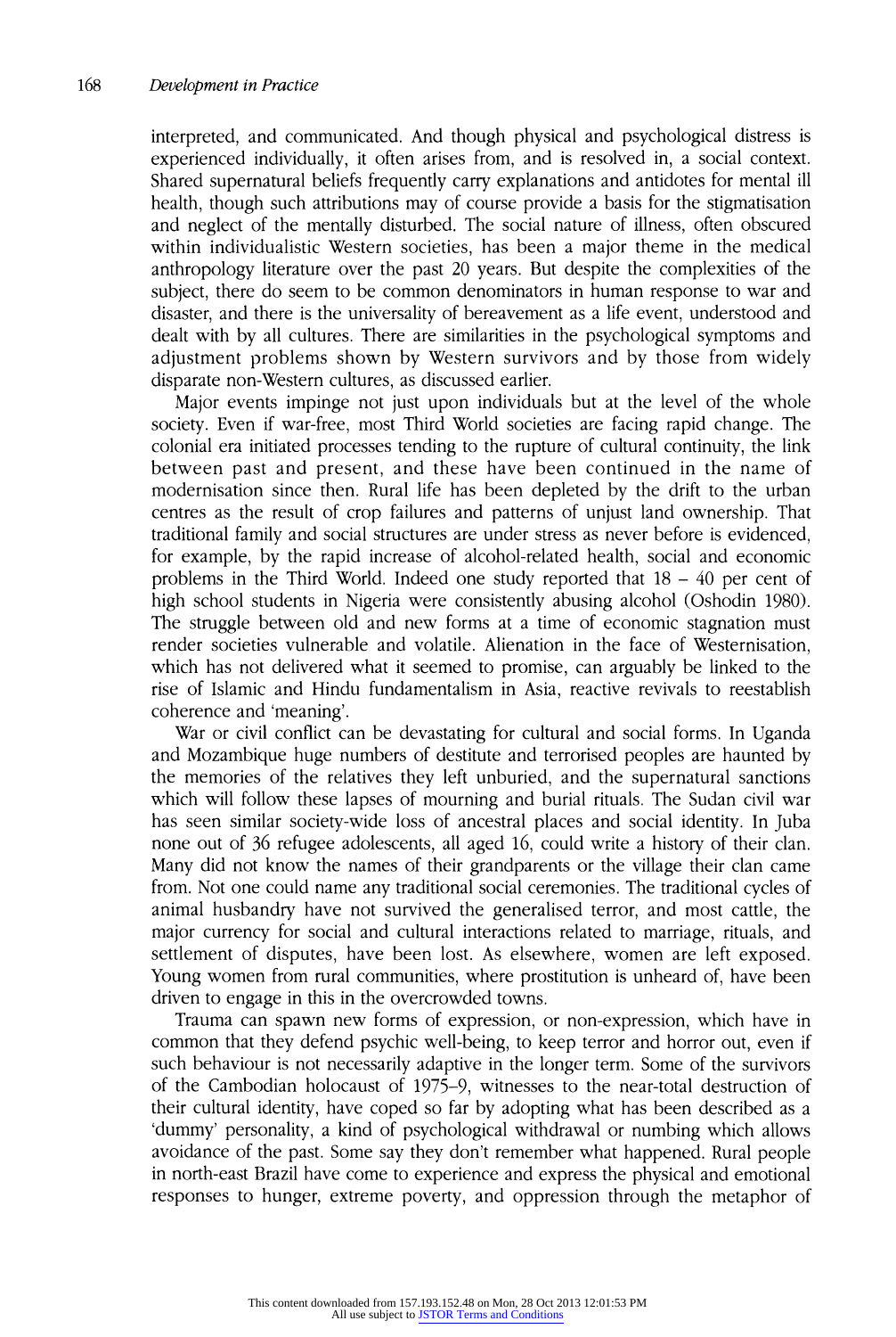interpreted, and communicated. And though physical and psychological distress is experienced individually, it often arises from, and is resolved in, a social context. Shared supernatural beliefs frequently carry explanations and antidotes for mental ill health, though such attributions may of course provide a basis for the stigmatisation and neglect of the mentally disturbed. The social nature of illness, often obscured within individualistic Western societies, has been a major theme in the medical anthropology literature over the past 20 years. But despite the complexities of the subject, there do seem to be common denominators in human response to war and disaster, and there is the universality of bereavement as a life event, understood and dealt with by all cultures. There are similarities in the psychological symptoms and adjustment problems shown by Western survivors and by those from widely disparate non-Western cultures, as discussed earlier.

Major events impinge not just upon individuals but at the level of the whole society. Even if war-free, most Third World societies are facing rapid change. The colonial era initiated processes tending to the rupture of cultural continuity, the link between past and present, and these have been continued in the name of modernisation since then. Rural life has been depleted by the drift to the urban centres as the result of crop failures and patterns of unjust land ownership. That traditional family and social structures are under stress as never before is evidenced, for example, by the rapid increase of alcohol-related health, social and economic problems in the Third World. Indeed one study reported that 18 – 40 per cent of high school students in Nigeria were consistently abusing alcohol (Oshodin 1980). The struggle between old and new forms at a time of economic stagnation must render societies vulnerable and volatile. Alienation in the face of Westernisation, which has not delivered what it seemed to promise, can arguably be linked to the rise of Islamic and Hindu fundamentalism in Asia, reactive revivals to reestablish coherence and 'meaning'.

War or civil conflict can be devastating for cultural and social forms. In Uganda and Mozambique huge numbers of destitute and terrorised peoples are haunted by the memories of the relatives they left unburied, and the supernatural sanctions which will follow these lapses of mourning and burial rituals. The Sudan civil war has seen similar society-wide loss of ancestral places and social identity. In Juba none out of 36 refugee adolescents, all aged 16, could write a history of their clan. Many did not know the names of their grandparents or the village their clan came from. Not one could name any traditional social ceremonies. The traditional cycles of animal husbandry have not survived the generalised terror, and most cattle, the major currency for social and cultural interactions related to marriage, rituals, and settlement of disputes, have been lost. As elsewhere, women are left exposed. Young women from rural communities, where prostitution is unheard of, have been driven to engage in this in the overcrowded towns.

Trauma can spawn new forms of expression, or non-expression, which have in common that they defend psychic well-being, to keep terror and horror out, even if such behaviour is not necessarily adaptive in the longer term. Some of the survivors of the Cambodian holocaust of 1975–9, witnesses to the near-total destruction of their cultural identity, have coped so far by adopting what has been described as a 'dummy' personality, a kind of psychological withdrawal or numbing which allows avoidance of the past. Some say they don't remember what happened. Rural people in north-east Brazil have come to experience and express the physical and emotional responses to hunger, extreme poverty, and oppression through the metaphor of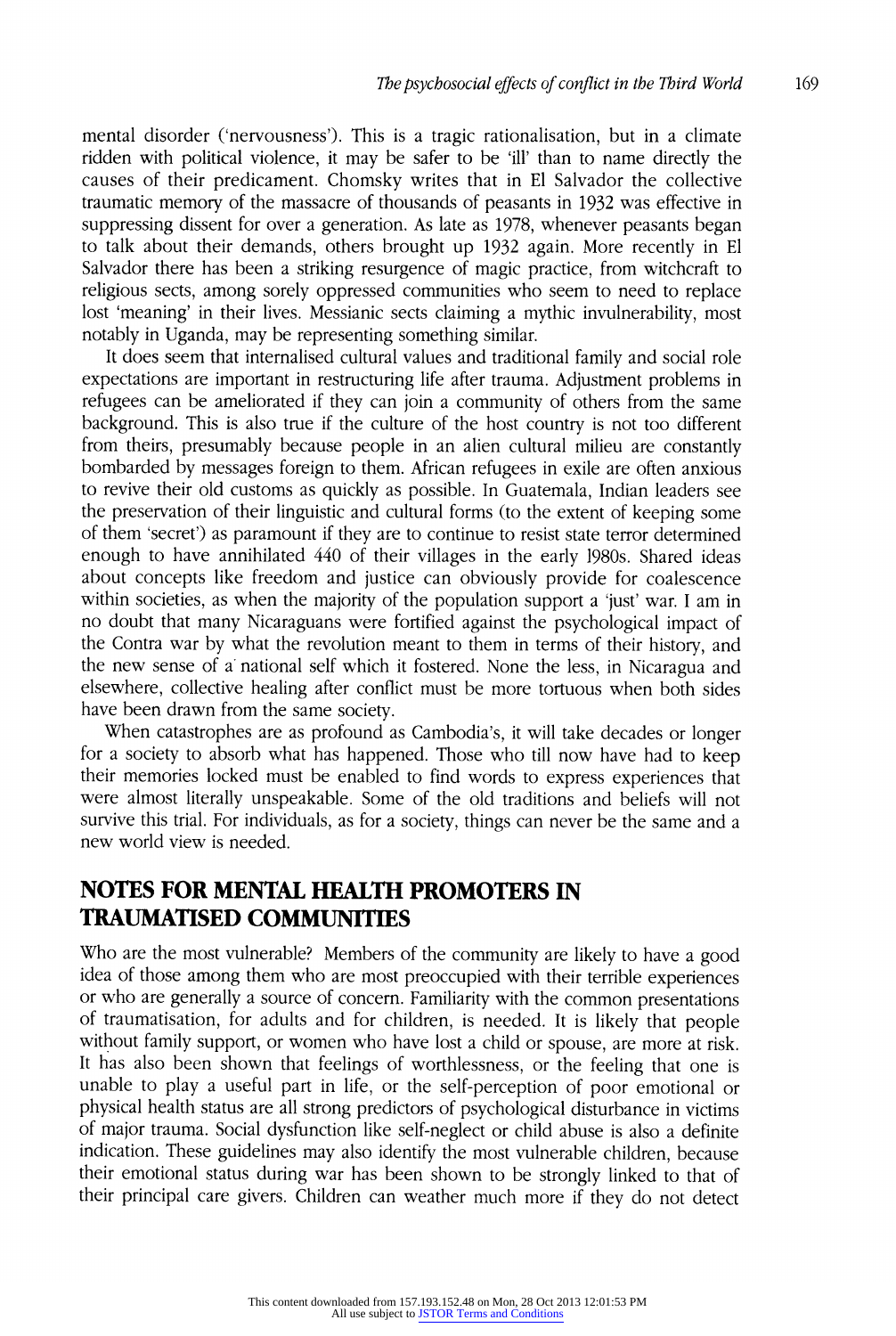mental disorder ('nervousness'). This is a tragic rationalisation, but in a climate ridden with political violence, it may be safer to be 'ill' than to name directly the causes of their predicament. Chomsky writes that in El Salvador the collective traumatic memory of the massacre of thousands of peasants in 1932 was effective in suppressing dissent for over a generation. As late as 1978, whenever peasants began to talk about their demands, others brought up 1932 again. More recently in El Salvador there has been a striking resurgence of magic practice, from witchcraft to religious sects, among sorely oppressed communities who seem to need to replace lost 'meaning' in their lives. Messianic sects claiming a mythic invulnerability, most notably in Uganda, may be representing something similar.

It does seem that internalised cultural values and traditional family and social role expectations are important in restructuring life after trauma. Adjustment problems in refugees can be ameliorated if they can join a community of others from the same background. This is also true if the culture of the host country is not too different from theirs, presumably because people in an alien cultural milieu are constantly bombarded by messages foreign to them. African refugees in exile are often anxious to revive their old customs as quickly as possible. In Guatemala, Indian leaders see the preservation of their linguistic and cultural forms (to the extent of keeping some of them 'secret') as paramount if they are to continue to resist state terror determined enough to have annihilated 440 of their villages in the early 1980s. Shared ideas about concepts like freedom and justice can obviously provide for coalescence within societies, as when the majority of the population support a 'just' war. I am in no doubt that many Nicaraguans were fortified against the psychological impact of the Contra war by what the revolution meant to them in terms of their history, and the new sense of a national self which it fostered. None the less, in Nicaragua and elsewhere, collective healing after conflict must be more tortuous when both sides have been drawn from the same society.

When catastrophes are as profound as Cambodia's, it will take decades or longer for a society to absorb what has happened. Those who till now have had to keep their memories locked must be enabled to find words to express experiences that were almost literally unspeakable. Some of the old traditions and beliefs will not survive this trial. For individuals, as for a society, things can never be the same and a new world view is needed.

## NOTES FOR MENTAL HEALTH PROMOTERS IN TRAUMATISED COMMUNITIES

Who are the most vulnerable? Members of the community are likely to have a good idea of those among them who are most preoccupied with their terrible experiences or who are generally a source of concern. Familiarity with the common presentations of traumatisation, for adults and for children, is needed. It is likely that people without family support, or women who have lost a child or spouse, are more at risk. It has also been shown that feelings of worthlessness, or the feeling that one is unable to play a useful part in life, or the self-perception of poor emotional or physical health status are all strong predictors of psychological disturbance in victims of major trauma. Social dysfunction like self-neglect or child abuse is also a definite indication. These guidelines may also identify the most vulnerable children, because their emotional status during war has been shown to be strongly linked to that of their principal care givers. Children can weather much more if they do not detect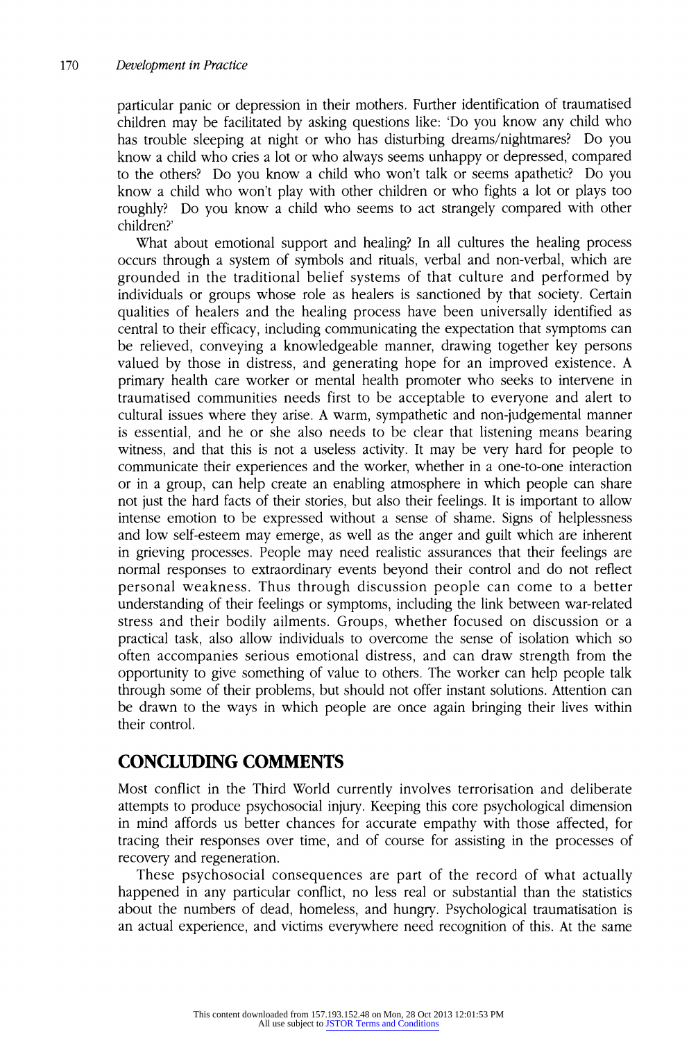particular panic or depression in their mothers. Further identification of traumatised children may be facilitated by asking questions like: 'Do you know any child who has trouble sleeping at night or who has disturbing dreams/nightmares? Do you know a child who cries a lot or who always seems unhappy or depressed, compared to the others? Do you know a child who won't talk or seems apathetic? Do you know a child who won't play with other children or who fights a lot or plays too roughly? Do you know a child who seems to act strangely compared with other children?'

What about emotional support and healing? In all cultures the healing process occurs through a system of symbols and rituals, verbal and non-verbal, which are grounded in the traditional belief systems of that culture and performed by individuals or groups whose role as healers is sanctioned by that society. Certain qualities of healers and the healing process have been universally identified as central to their efficacy, including communicating the expectation that symptoms can be relieved, conveying a knowledgeable manner, drawing together key persons valued by those in distress, and generating hope for an improved existence. A primary health care worker or mental health promoter who seeks to intervene in traumatised communities needs first to be acceptable to everyone and alert to cultural issues where they arise. A warm, sympathetic and non-judgemental manner is essential, and he or she also needs to be clear that listening means bearing witness, and that this is not a useless activity. It may be very hard for people to communicate their experiences and the worker, whether in a one-to-one interaction or in a group, can help create an enabling atmosphere in which people can share not just the hard facts of their stories, but also their feelings. It is important to allow intense emotion to be expressed without a sense of shame. Signs of helplessness and low self-esteem may emerge, as well as the anger and guilt which are inherent in grieving processes. People may need realistic assurances that their feelings are normal responses to extraordinary events beyond their control and do not reflect personal weakness. Thus through discussion people can come to a better understanding of their feelings or symptoms, including the link between war-related stress and their bodily ailments. Groups, whether focused on discussion or a practical task, also allow individuals to overcome the sense of isolation which so often accompanies serious emotional distress, and can draw strength from the opportunity to give something of value to others. The worker can help people talk through some of their problems, but should not offer instant solutions. Attention can be drawn to the ways in which people are once again bringing their lives within their control.

## CONCLUDING COMMENTS

Most conflict in the Third World currently involves terrorisation and deliberate attempts to produce psychosocial injury. Keeping this core psychological dimension in mind affords us better chances for accurate empathy with those affected, for tracing their responses over time, and of course for assisting in the processes of recovery and regeneration.

These psychosocial consequences are part of the record of what actually happened in any particular conflict, no less real or substantial than the statistics about the numbers of dead, homeless, and hungry. Psychological traumatisation is an actual experience, and victims everywhere need recognition of this. At the same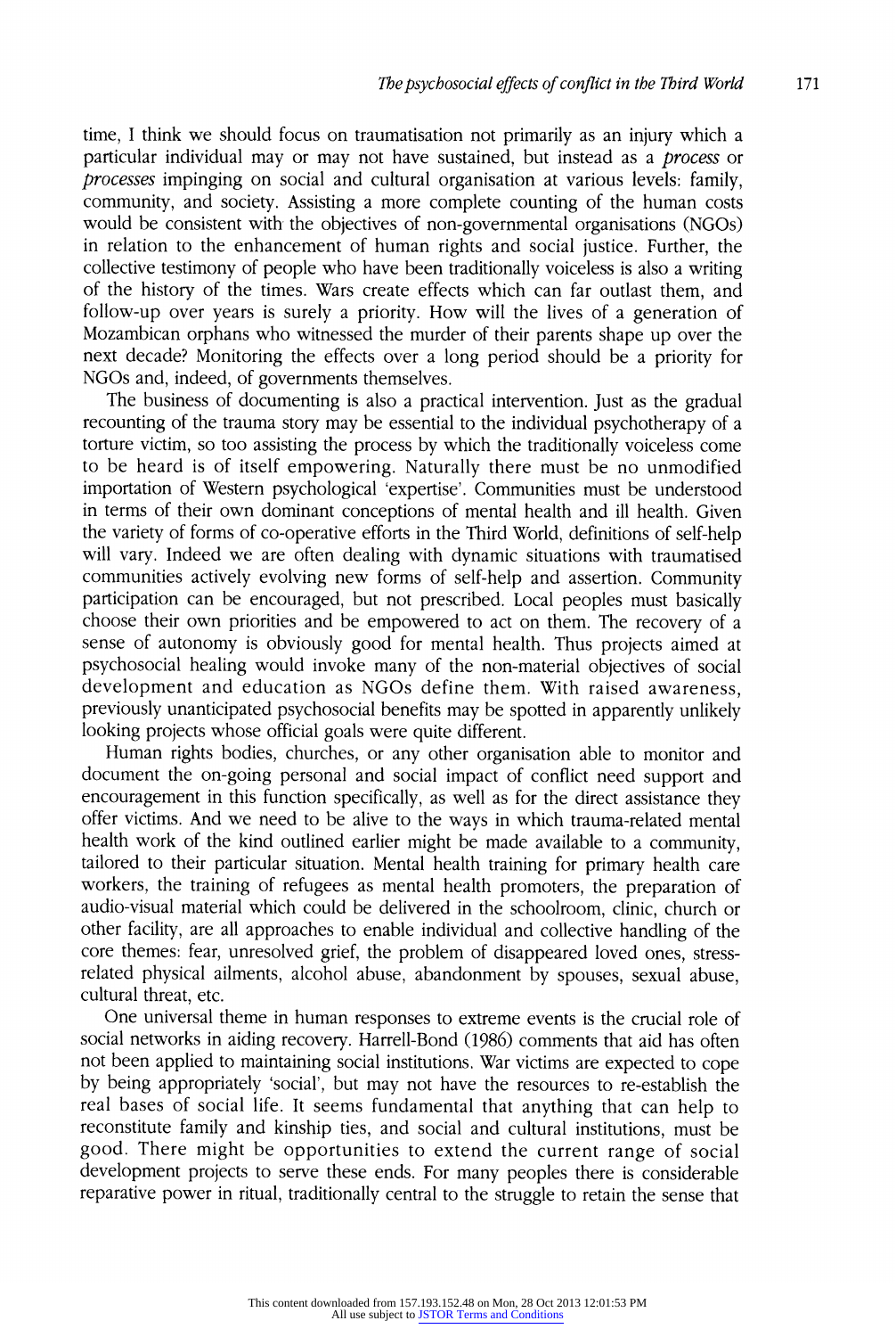time, I think we should focus on traumatisation not primarily as an injury which a particular individual may or may not have sustained, but instead as a *process* or *processes* impinging on social and cultural organisation at various levels: family, community, and society. Assisting a more complete counting of the human costs would be consistent with the objectives of non-governmental organisations (NGOs) in relation to the enhancement of human rights and social justice. Further, the collective testimony of people who have been traditionally voiceless is also a writing of the history of the times. Wars create effects which can far outlast them, and follow-up over years is surely a priority. How will the lives of a generation of Mozambican orphans who witnessed the murder of their parents shape up over the next decade? Monitoring the effects over a long period should be a priority for NGOs and, indeed, of governments themselves.

The business of documenting is also a practical intervention. Just as the gradual recounting of the trauma story may be essential to the individual psychotherapy of a torture victim, so too assisting the process by which the traditionally voiceless come to be heard is of itself empowering. Naturally there must be no unmodified importation of Western psychological 'expertise'. Communities must be understood in terms of their own dominant conceptions of mental health and ill health. Given the variety of forms of co-operative efforts in the Third World, definitions of self-help will vary. Indeed we are often dealing with dynamic situations with traumatised communities actively evolving new forms of self-help and assertion. Community participation can be encouraged, but not prescribed. Local peoples must basically choose their own priorities and be empowered to act on them. The recovery of a sense of autonomy is obviously good for mental health. Thus projects aimed at psychosocial healing would invoke many of the non-material objectives of social development and education as NGOs define them. With raised awareness, previously unanticipated psychosocial benefits may be spotted in apparently unlikely looking projects whose official goals were quite different.

Human rights bodies, churches, or any other organisation able to monitor and document the on-going personal and social impact of conflict need support and encouragement in this function specifically, as well as for the direct assistance they offer victims. And we need to be alive to the ways in which trauma-related mental health work of the kind outlined earlier might be made available to a community, tailored to their particular situation. Mental health training for primary health care workers, the training of refugees as mental health promoters, the preparation of audio-visual material which could be delivered in the schoolroom, clinic, church or other facility, are all approaches to enable individual and collective handling of the core themes: fear, unresolved grief, the problem of disappeared loved ones, stress-related physical ailments, alcohol abuse, abandonment by spouses, sexual abuse, cultural threat, etc.

One universal theme in human responses to extreme events is the crucial role of social networks in aiding recovery. Harrell-Bond (1986) comments that aid has often not been applied to maintaining social institutions. War victims are expected to cope by being appropriately 'social', but may not have the resources to re-establish the real bases of social life. It seems fundamental that anything that can help to reconstitute family and kinship ties, and social and cultural institutions, must be good. There might be opportunities to extend the current range of social development projects to serve these ends. For many peoples there is considerable reparative power in ritual, traditionally central to the struggle to retain the sense that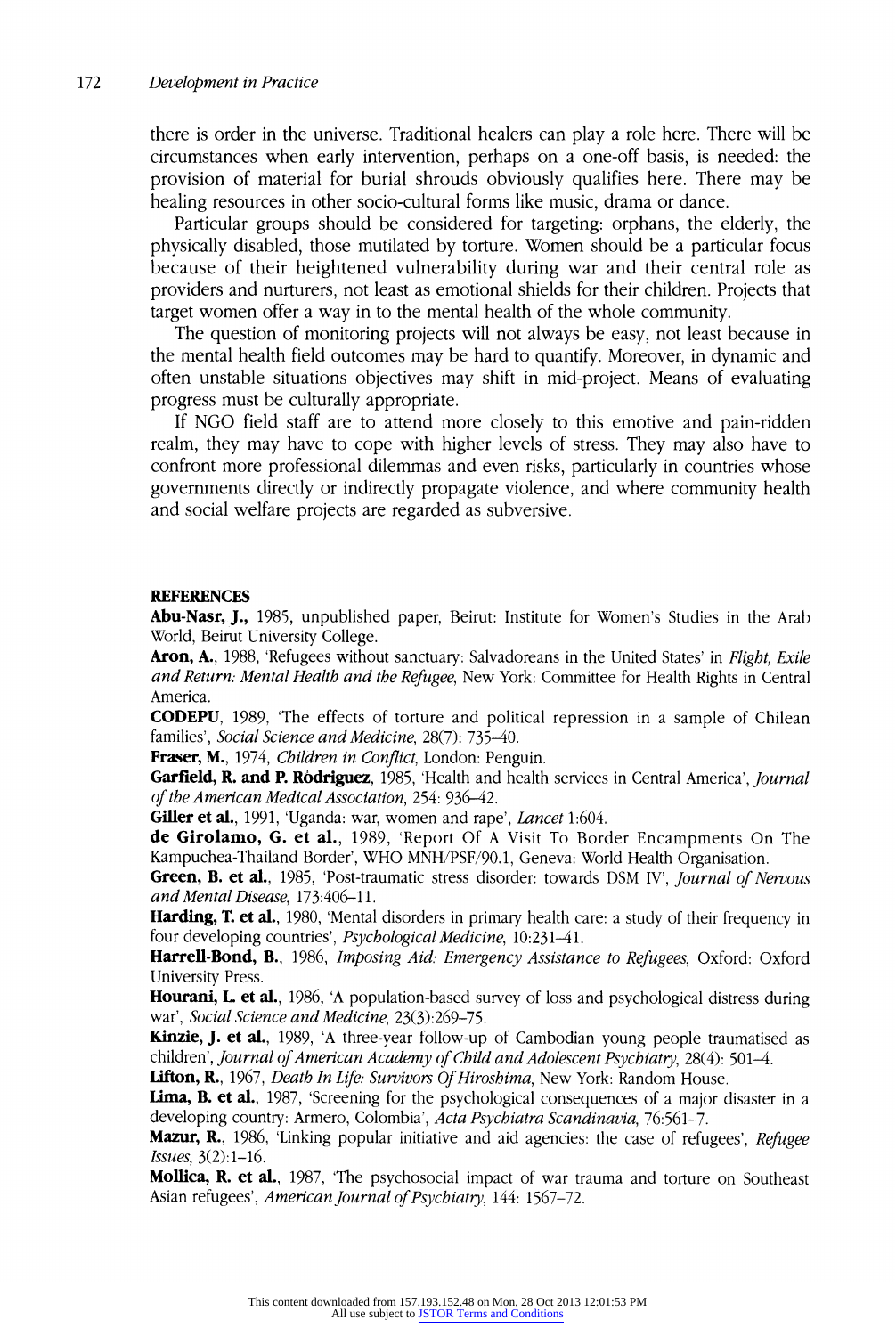there is order in the universe. Traditional healers can play a role here. There will be circumstances when early intervention, perhaps on a one-off basis, is needed: the provision of material for burial shrouds obviously qualifies here. There may be healing resources in other socio-cultural forms like music, drama or dance.

Particular groups should be considered for targeting: orphans, the elderly, the physically disabled, those mutilated by torture. Women should be a particular focus because of their heightened vulnerability during war and their central role as providers and nurturers, not least as emotional shields for their children. Projects that target women offer a way in to the mental health of the whole community.

The question of monitoring projects will not always be easy, not least because in the mental health field outcomes may be hard to quantify. Moreover, in dynamic and often unstable situations objectives may shift in mid-project. Means of evaluating progress must be culturally appropriate.

If NGO field staff are to attend more closely to this emotive and pain-ridden realm, they may have to cope with higher levels of stress. They may also have to confront more professional dilemmas and even risks, particularly in countries whose governments directly or indirectly propagate violence, and where community health and social welfare projects are regarded as subversive.

## REFERENCES

**Abu-Nasr, J.**, 1985, unpublished paper, Beirut: Institute for Women's Studies in the Arab World, Beirut University College.

**Aron, A.**, 1988, 'Refugees without sanctuary: Salvadoreans in the United States' in *Flight, Exile and Return: Mental Health and the Refugee*, New York: Committee for Health Rights in Central America.

**CODEPU**, 1989, 'The effects of torture and political repression in a sample of Chilean families', *Social Science and Medicine*, 28(7): 735–40.

**Fraser, M.**, 1974, *Children in Conflict*, London: Penguin.

**Garfield, R. and P. Rodriguez**, 1985, 'Health and health services in Central America', *Journal of the American Medical Association*, 254: 936–42.

**Giller et al.**, 1991, 'Uganda: war, women and rape', *Lancet* 1:604.

**de Girolamo, G. et al.**, 1989, 'Report Of A Visit To Border Encampments On The Kampuchea-Thailand Border', WHO MNH/PSF/90.1, Geneva: World Health Organisation.

**Green, B. et al.**, 1985, 'Post-traumatic stress disorder: towards DSM IV', *Journal of Nervous and Mental Disease*, 173:406–11.

**Harding, T. et al.**, 1980, 'Mental disorders in primary health care: a study of their frequency in four developing countries', *Psychological Medicine*, 10:231–41.

**Harrell-Bond, B.**, 1986, *Imposing Aid: Emergency Assistance to Refugees*, Oxford: Oxford University Press.

**Hourani, L. et al.**, 1986, 'A population-based survey of loss and psychological distress during war', *Social Science and Medicine*, 23(3):269–75.

**Kinzie, J. et al.**, 1989, 'A three-year follow-up of Cambodian young people traumatised as children', *Journal of American Academy of Child and Adolescent Psychiatry*, 28(4): 501–4.

**Lifton, R.**, 1967, *Death In Life: Survivors Of Hiroshima*, New York: Random House.

**Lima, B. et al.**, 1987, 'Screening for the psychological consequences of a major disaster in a developing country: Armero, Colombia', *Acta Psychiatra Scandinavia*, 76:561–7.

**Mazur, R.**, 1986, 'Linking popular initiative and aid agencies: the case of refugees', *Refugee Issues*, 3(2):1–16.

**Mollica, R. et al.**, 1987, 'The psychosocial impact of war trauma and torture on Southeast Asian refugees', *American Journal of Psychiatry*, 144: 1567–72.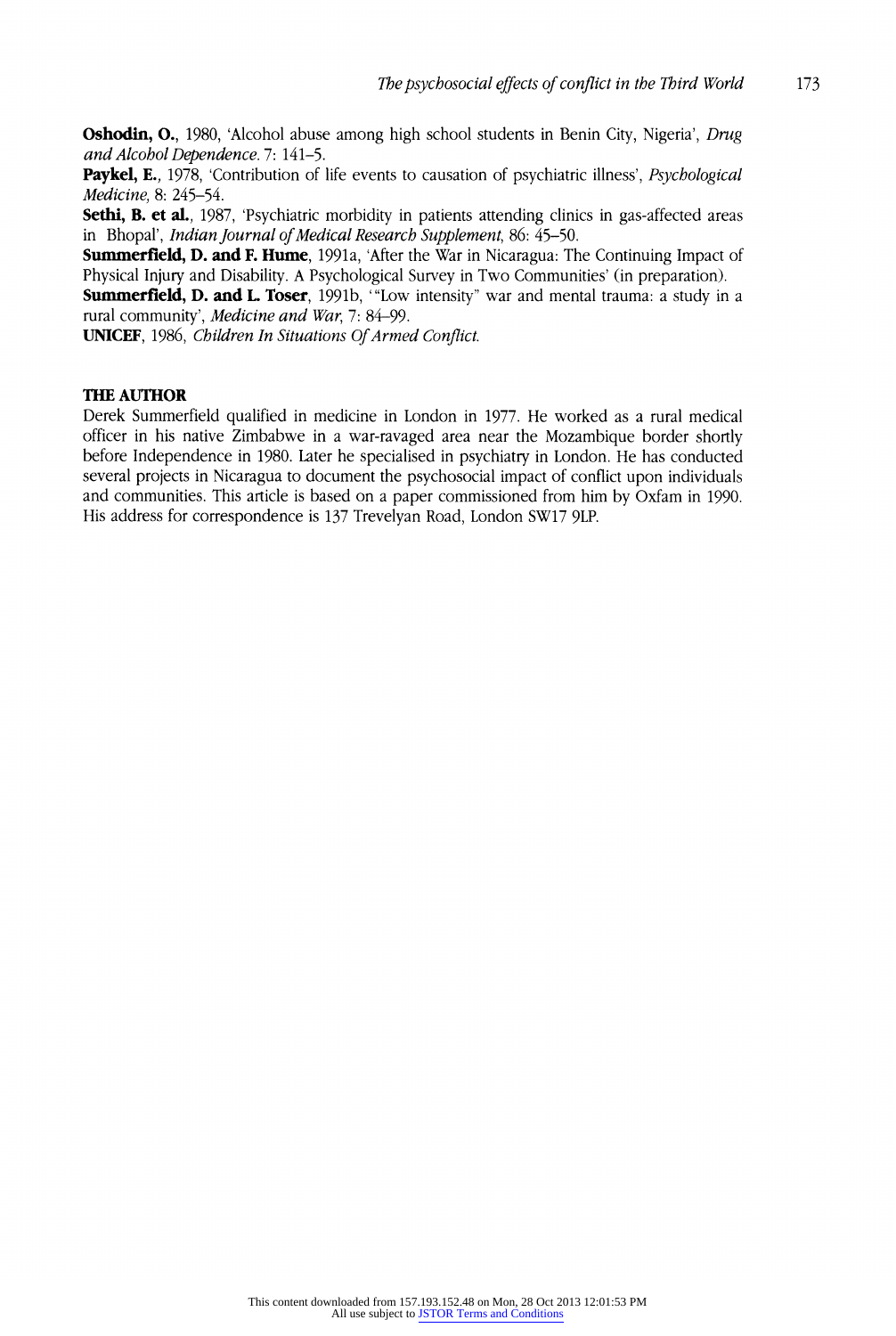**Oshodin, O.**, 1980, 'Alcohol abuse among high school students in Benin City, Nigeria', *Drug and Alcohol Dependence*. 7: 141–5.

**Paykel, E.**, 1978, 'Contribution of life events to causation of psychiatric illness', *Psychological Medicine*, 8: 245–54.

**Sethi, B. et al.**, 1987, 'Psychiatric morbidity in patients attending clinics in gas-affected areas in Bhopal', *Indian Journal of Medical Research Supplement*, 86: 45–50.

**Summerfield, D. and F. Hume**, 1991a, 'After the War in Nicaragua: The Continuing Impact of Physical Injury and Disability. A Psychological Survey in Two Communities' (in preparation).

**Summerfield, D. and L. Toser**, 1991b, '"Low intensity" war and mental trauma: a study in a rural community', *Medicine and War*, 7: 84–99.

**UNICEF**, 1986, *Children In Situations Of Armed Conflict*.

## THE AUTHOR

Derek Summerfield qualified in medicine in London in 1977. He worked as a rural medical officer in his native Zimbabwe in a war-ravaged area near the Mozambique border shortly before Independence in 1980. Later he specialised in psychiatry in London. He has conducted several projects in Nicaragua to document the psychosocial impact of conflict upon individuals and communities. This article is based on a paper commissioned from him by Oxfam in 1990. His address for correspondence is 137 Trevelyan Road, London SW17 9LP.